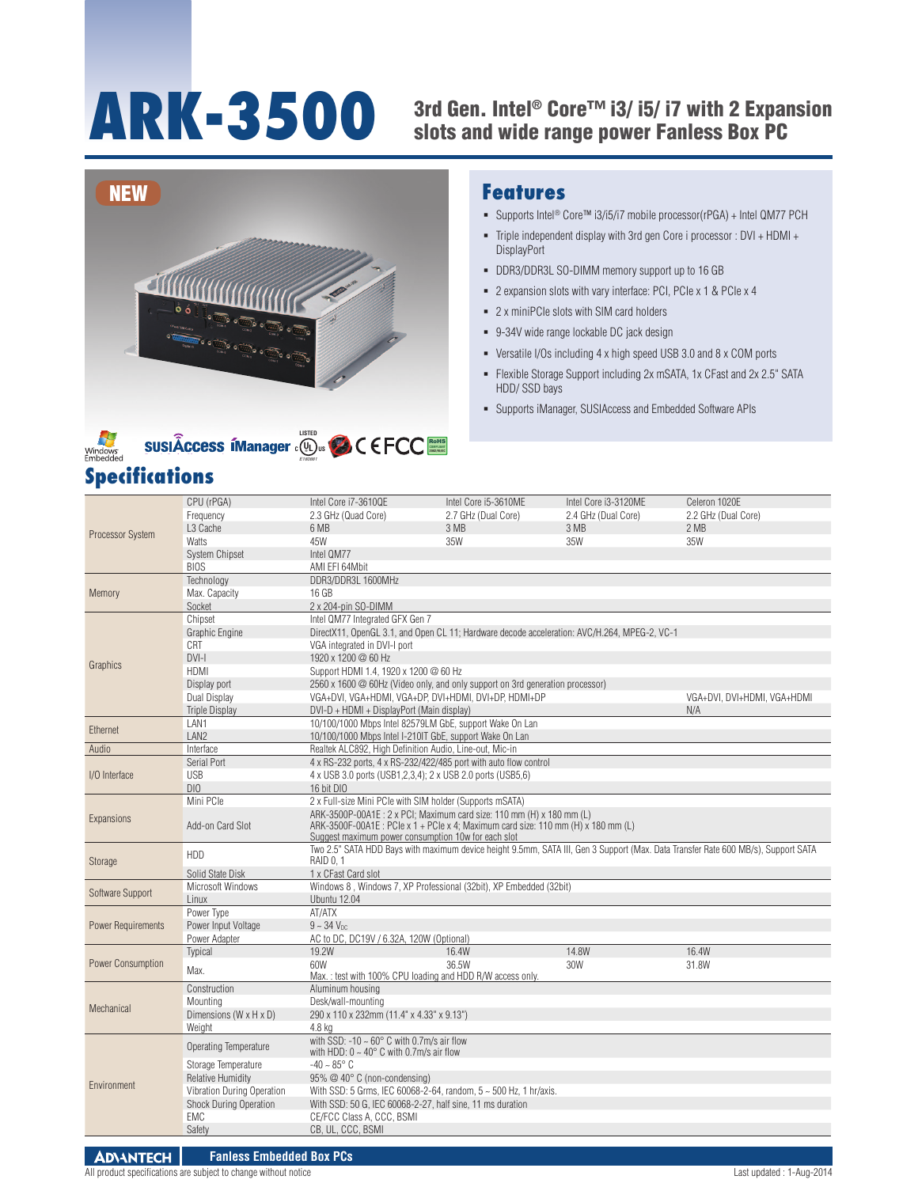# ARK-3500

## 3rd Gen. Intel® Core™ i3/ i5/ i7 with 2 Expansion slots and wide range power Fanless Box PC

NEW

## Features

- Supports Intel® Core™ i3/i5/i7 mobile processor(rPGA) + Intel QM77 PCH
- Triple independent display with 3rd gen Core i processor : DVI + HDMI + DisplayPort
- DDR3/DDR3L SO-DIMM memory support up to 16 GB
- 2 expansion slots with vary interface: PCI, PCIe x 1 & PCIe x 4
- 2 x miniPCIe slots with SIM card holders
- 9-34V wide range lockable DC jack design
- Versatile I/Os including 4 x high speed USB 3.0 and 8 x COM ports
- Flexible Storage Support including 2x mSATA, 1x CFast and 2x 2.5" SATA HDD/ SSD bays
- Supports iManager, SUSIAccess and Embedded Software APIs

## Specifications

| Category | Item | | | | |
|---|---|---|---|---|---|
| Processor System | CPU (rPGA) | Intel Core i7-3610QE | Intel Core i5-3610ME | Intel Core i3-3120ME | Celeron 1020E |
| | Frequency | 2.3 GHz (Quad Core) | 2.7 GHz (Dual Core) | 2.4 GHz (Dual Core) | 2.2 GHz (Dual Core) |
| | L3 Cache | 6 MB | 3 MB | 3 MB | 2 MB |
| | Watts | 45W | 35W | 35W | 35W |
| | System Chipset | Intel QM77 | | | |
| | BIOS | AMI EFI 64Mbit | | | |
| Memory | Technology | DDR3/DDR3L 1600MHz | | | |
| | Max. Capacity | 16 GB | | | |
| | Socket | 2 x 204-pin SO-DIMM | | | |
| Graphics | Chipset | Intel QM77 Integrated GFX Gen 7 | | | |
| | Graphic Engine | DirectX11, OpenGL 3.1, and Open CL 11; Hardware decode acceleration: AVC/H.264, MPEG-2, VC-1 | | | |
| | CRT | VGA integrated in DVI-I port | | | |
| | DVI-I | 1920 x 1200 @ 60 Hz | | | |
| | HDMI | Support HDMI 1.4, 1920 x 1200 @ 60 Hz | | | |
| | Display port | 2560 x 1600 @ 60Hz (Video only, and only support on 3rd generation processor) | | | |
| | Dual Display | VGA+DVI, VGA+HDMI, VGA+DP, DVI+HDMI, DVI+DP, HDMI+DP | | | VGA+DVI, DVI+HDMI, VGA+HDMI |
| | Triple Display | DVI-D + HDMI + DisplayPort (Main display) | | | N/A |
| Ethernet | LAN1 | 10/100/1000 Mbps Intel 82579LM GbE, support Wake On Lan | | | |
| | LAN2 | 10/100/1000 Mbps Intel I-210IT GbE, support Wake On Lan | | | |
| Audio | Interface | Realtek ALC892, High Definition Audio, Line-out, Mic-in | | | |
| I/O Interface | Serial Port | 4 x RS-232 ports, 4 x RS-232/422/485 port with auto flow control | | | |
| | USB | 4 x USB 3.0 ports (USB1,2,3,4); 2 x USB 2.0 ports (USB5,6) | | | |
| | DIO | 16 bit DIO | | | |
| Expansions | Mini PCIe | 2 x Full-size Mini PCIe with SIM holder (Supports mSATA) | | | |
| | Add-on Card Slot | ARK-3500P-00A1E : 2 x PCI; Maximum card size: 110 mm (H) x 180 mm (L)<br>ARK-3500F-00A1E : PCIe x 1 + PCIe x 4; Maximum card size: 110 mm (H) x 180 mm (L)<br>Suggest maximum power consumption 10w for each slot | | | |
| Storage | HDD | Two 2.5" SATA HDD Bays with maximum device height 9.5mm, SATA III, Gen 3 Support (Max. Data Transfer Rate 600 MB/s), Support SATA RAID 0, 1 | | | |
| | Solid State Disk | 1 x CFast Card slot | | | |
| Software Support | Microsoft Windows | Windows 8 , Windows 7, XP Professional (32bit), XP Embedded (32bit) | | | |
| | Linux | Ubuntu 12.04 | | | |
| Power Requirements | Power Type | AT/ATX | | | |
| | Power Input Voltage | 9 ~ 34 $V_{DC}$ | | | |
| | Power Adapter | AC to DC, DC19V / 6.32A, 120W (Optional) | | | |
| Power Consumption | Typical | 19.2W | 16.4W | 14.8W | 16.4W |
| | Max. | 60W | 36.5W | 30W | 31.8W |
| | | Max. : test with 100% CPU loading and HDD R/W access only. | | | |
| Mechanical | Construction | Aluminum housing | | | |
| | Mounting | Desk/wall-mounting | | | |
| | Dimensions (W x H x D) | 290 x 110 x 232mm (11.4" x 4.33" x 9.13") | | | |
| | Weight | 4.8 kg | | | |
| Environment | Operating Temperature | with SSD: -10 ~ 60° C with 0.7m/s air flow<br>with HDD: 0 ~ 40° C with 0.7m/s air flow | | | |
| | Storage Temperature | -40 ~ 85° C | | | |
| | Relative Humidity | 95% @ 40° C (non-condensing) | | | |
| | Vibration During Operation | With SSD: 5 Grms, IEC 60068-2-64, random, 5 ~ 500 Hz, 1 hr/axis. | | | |
| | Shock During Operation | With SSD: 50 G, IEC 60068-2-27, half sine, 11 ms duration | | | |
| | EMC | CE/FCC Class A, CCC, BSMI | | | |
| | Safety | CB, UL, CCC, BSMI | | | |

ADVANTECH Fanless Embedded Box PCs

All product specifications are subject to change without notice

Last updated : 1-Aug-2014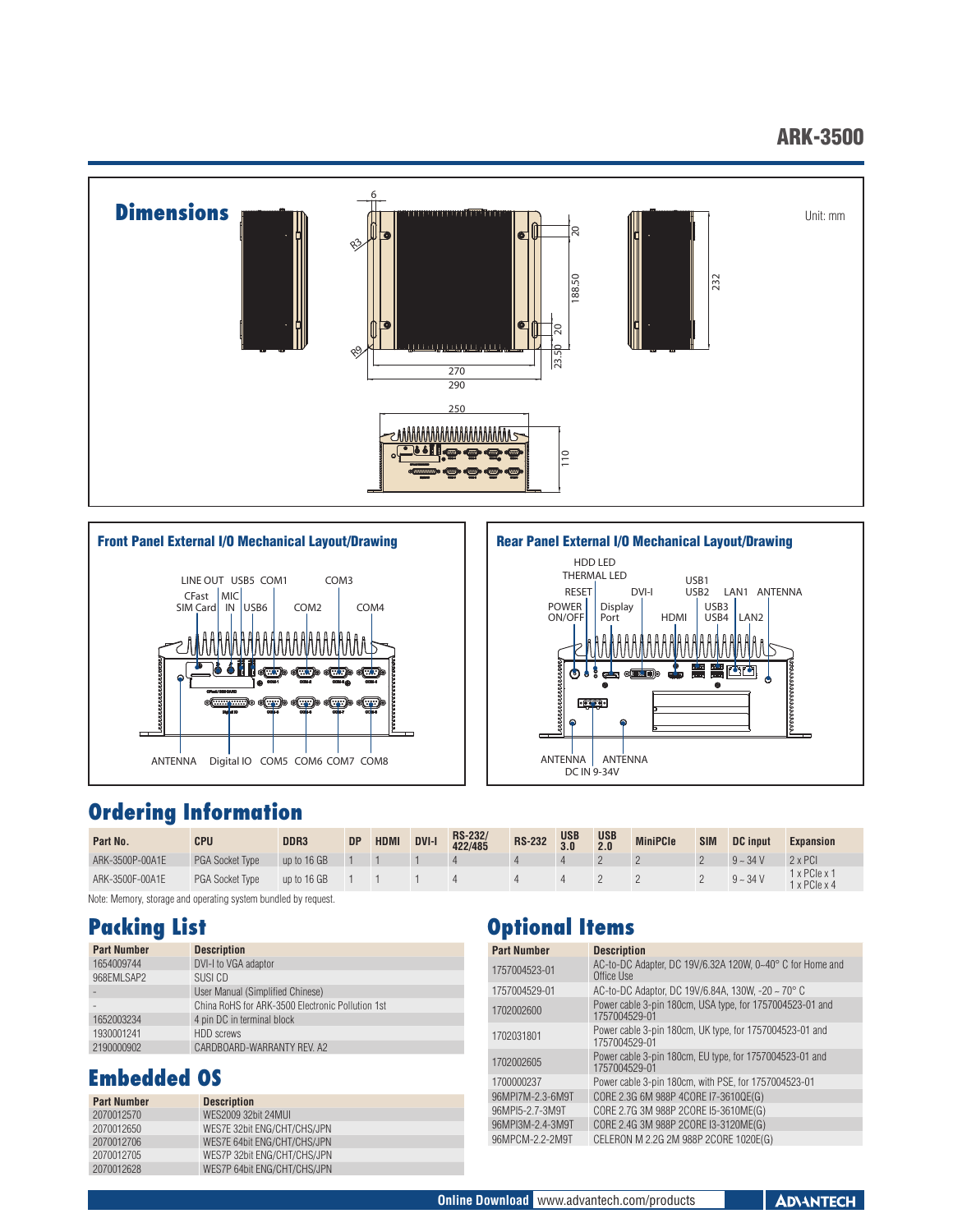ARK-3500

## Dimensions

Unit: mm

6

R3

R9

20

188.50

20

23.50

270

290

232

250

110

### Front Panel External I/O Mechanical Layout/Drawing

LINE OUT USB5 COM1 COM3

CFast MIC

SIM Card IN USB6 COM2 COM4

ANTENNA Digital IO COM5 COM6 COM7 COM8

### Rear Panel External I/O Mechanical Layout/Drawing

HDD LED

THERMAL LED

RESET DVI-I USB1 USB2 LAN1 ANTENNA

POWER ON/OFF Display Port HDMI USB3 USB4 LAN2

ANTENNA ANTENNA

DC IN 9-34V

## Ordering Information

| Part No. | CPU | DDR3 | DP | HDMI | DVI-I | RS-232/ 422/485 | RS-232 | USB 3.0 | USB 2.0 | MiniPCIe | SIM | DC input | Expansion |
|---|---|---|---|---|---|---|---|---|---|---|---|---|---|
| ARK-3500P-00A1E | PGA Socket Type | up to 16 GB | 1 | 1 | 1 | 4 | 4 | 4 | 2 | 2 | 2 | 9 ~ 34 V | 2 x PCI |
| ARK-3500F-00A1E | PGA Socket Type | up to 16 GB | 1 | 1 | 1 | 4 | 4 | 4 | 2 | 2 | 2 | 9 ~ 34 V | 1 x PCIe x 1<br>1 x PCIe x 4 |

Note: Memory, storage and operating system bundled by request.

## Packing List

| Part Number | Description |
|---|---|
| 1654009744 | DVI-I to VGA adaptor |
| 968EMLSAP2 | SUSI CD |
| - | User Manual (Simplified Chinese) |
| - | China RoHS for ARK-3500 Electronic Pollution 1st |
| 1652003234 | 4 pin DC in terminal block |
| 1930001241 | HDD screws |
| 2190000902 | CARDBOARD-WARRANTY REV. A2 |

## Embedded OS

| Part Number | Description |
|---|---|
| 2070012570 | WES2009 32bit 24MUI |
| 2070012650 | WES7E 32bit ENG/CHT/CHS/JPN |
| 2070012706 | WES7E 64bit ENG/CHT/CHS/JPN |
| 2070012705 | WES7P 32bit ENG/CHT/CHS/JPN |
| 2070012628 | WES7P 64bit ENG/CHT/CHS/JPN |

## Optional Items

| Part Number | Description |
|---|---|
| 1757004523-01 | AC-to-DC Adapter, DC 19V/6.32A 120W, 0~40° C for Home and Office Use |
| 1757004529-01 | AC-to-DC Adaptor, DC 19V/6.84A, 130W, -20 ~ 70° C |
| 1702002600 | Power cable 3-pin 180cm, USA type, for 1757004523-01 and 1757004529-01 |
| 1702031801 | Power cable 3-pin 180cm, UK type, for 1757004523-01 and 1757004529-01 |
| 1702002605 | Power cable 3-pin 180cm, EU type, for 1757004523-01 and 1757004529-01 |
| 1700000237 | Power cable 3-pin 180cm, with PSE, for 1757004523-01 |
| 96MPI7M-2.3-6M9T | CORE 2.3G 6M 988P 4CORE I7-3610QE(G) |
| 96MPI5-2.7-3M9T | CORE 2.7G 3M 988P 2CORE I5-3610ME(G) |
| 96MPI3M-2.4-3M9T | CORE 2.4G 3M 988P 2CORE I3-3120ME(G) |
| 96MPCM-2.2-2M9T | CELERON M 2.2G 2M 988P 2CORE 1020E(G) |

**Online Download** www.advantech.com/products